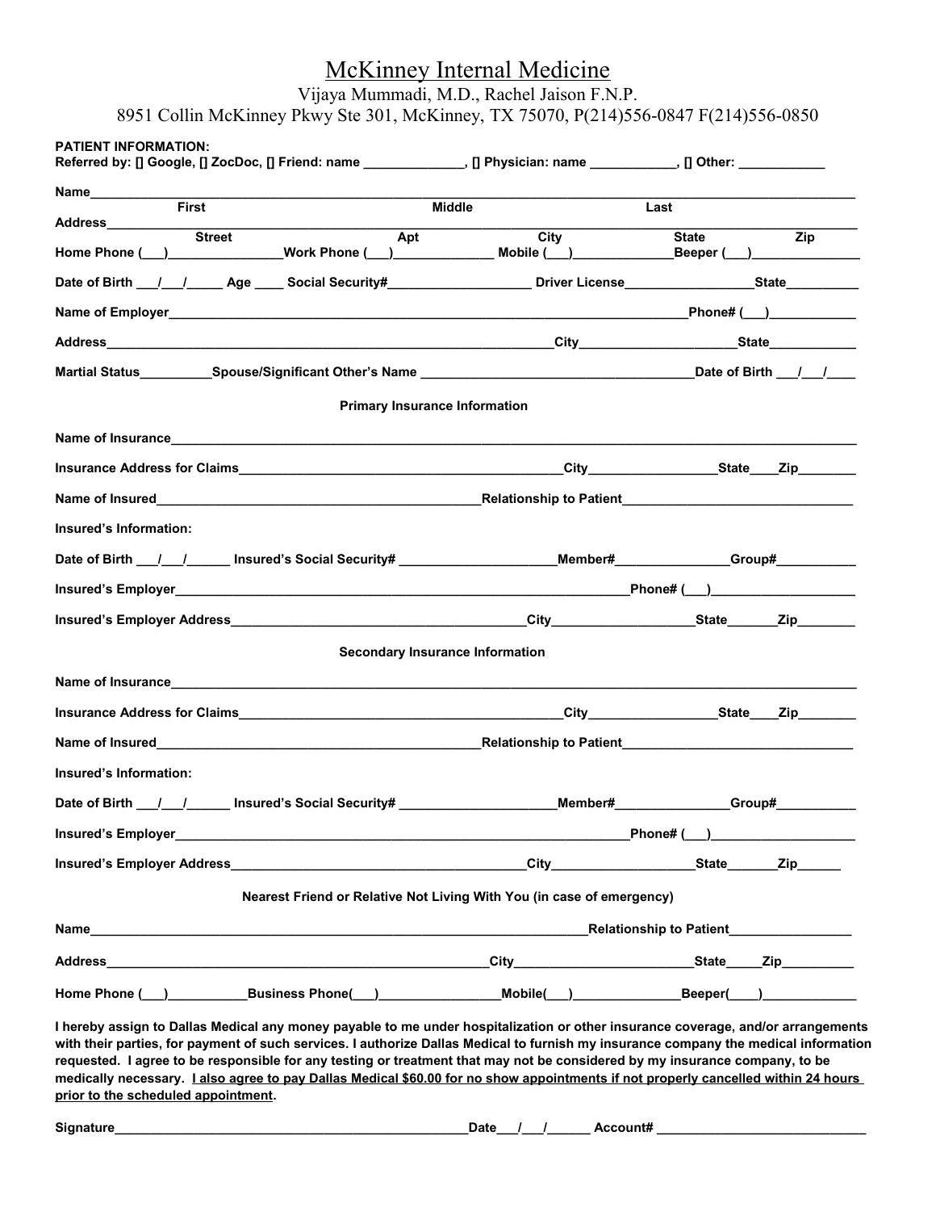# McKinney Internal Medicine

Vijaya Mummadi, M.D., Rachel Jaison F.N.P.

8951 Collin McKinney Pkwy Ste 301, McKinney, TX 75070, P(214)556-0847 F(214)556-0850

**PATIENT INFORMATION:**

**Referred by: [] Google, [] ZocDoc, [] Friend: name \_\_\_\_\_\_\_\_\_\_\_\_\_\_, [] Physician: name \_\_\_\_\_\_\_\_\_\_\_\_, [] Other: \_\_\_\_\_\_\_\_\_\_\_\_**

**Name**\_\_\_\_\_\_\_\_\_\_\_\_\_\_\_\_\_\_\_\_\_\_\_\_\_\_\_\_\_\_\_\_\_\_\_\_\_\_\_\_\_\_\_\_\_\_\_\_\_\_\_\_\_\_\_\_\_\_\_\_\_\_\_\_\_\_\_\_
**First** **Middle** **Last**

**Address**\_\_\_\_\_\_\_\_\_\_\_\_\_\_\_\_\_\_\_\_\_\_\_\_\_\_\_\_\_\_\_\_\_\_\_\_\_\_\_\_\_\_\_\_\_\_\_\_\_\_\_\_\_\_\_\_\_\_\_\_\_\_\_\_\_\_\_\_
**Street** **Apt** **City** **State** **Zip**

**Home Phone (\_\_\_)\_\_\_\_\_\_\_\_\_\_\_\_\_\_\_Work Phone (\_\_\_)\_\_\_\_\_\_\_\_\_\_\_\_\_ Mobile (\_\_\_)\_\_\_\_\_\_\_\_\_\_\_\_\_Beeper (\_\_\_)\_\_\_\_\_\_\_\_\_\_\_\_\_\_**

**Date of Birth \_\_\_/\_\_\_/\_\_\_\_\_ Age \_\_\_\_ Social Security#\_\_\_\_\_\_\_\_\_\_\_\_\_\_\_\_\_\_\_ Driver License\_\_\_\_\_\_\_\_\_\_\_\_\_\_\_\_\_State\_\_\_\_\_\_\_\_\_\_**

**Name of Employer**\_\_\_\_\_\_\_\_\_\_\_\_\_\_\_\_\_\_\_\_\_\_\_\_\_\_\_\_\_\_\_\_\_\_\_\_\_\_\_\_\_\_\_\_\_\_\_\_\_\_\_\_\_\_\_\_\_\_\_\_\_**Phone# (\_\_\_)**\_\_\_\_\_\_\_\_\_\_\_\_

**Address**\_\_\_\_\_\_\_\_\_\_\_\_\_\_\_\_\_\_\_\_\_\_\_\_\_\_\_\_\_\_\_\_\_\_\_\_\_\_\_\_\_\_\_\_\_\_\_\_\_\_\_\_\_\_\_\_\_\_**City**\_\_\_\_\_\_\_\_\_\_\_\_\_\_\_\_\_\_\_\_\_**State**\_\_\_\_\_\_\_\_\_\_\_\_

**Martial Status\_\_\_\_\_\_\_\_\_\_Spouse/Significant Other's Name \_\_\_\_\_\_\_\_\_\_\_\_\_\_\_\_\_\_\_\_\_\_\_\_\_\_\_\_\_\_\_\_\_\_\_\_\_\_Date of Birth \_\_\_/\_\_\_/\_\_\_\_**

### Primary Insurance Information

**Name of Insurance**\_\_\_\_\_\_\_\_\_\_\_\_\_\_\_\_\_\_\_\_\_\_\_\_\_\_\_\_\_\_\_\_\_\_\_\_\_\_\_\_\_\_\_\_\_\_\_\_\_\_\_\_\_\_\_\_\_\_\_\_\_\_\_\_\_\_\_\_\_\_

**Insurance Address for Claims**\_\_\_\_\_\_\_\_\_\_\_\_\_\_\_\_\_\_\_\_\_\_\_\_\_\_\_\_\_\_\_\_\_\_\_\_\_\_\_\_\_\_\_\_**City**\_\_\_\_\_\_\_\_\_\_\_\_\_\_\_\_\_**State**\_\_\_\_**Zip**\_\_\_\_\_\_\_\_

**Name of Insured**\_\_\_\_\_\_\_\_\_\_\_\_\_\_\_\_\_\_\_\_\_\_\_\_\_\_\_\_\_\_\_\_\_\_\_\_\_\_\_\_\_\_\_\_**Relationship to Patient**\_\_\_\_\_\_\_\_\_\_\_\_\_\_\_\_\_\_\_\_\_\_\_\_\_\_\_\_\_\_\_

**Insured's Information:**

**Date of Birth \_\_\_/\_\_\_/\_\_\_\_\_\_ Insured's Social Security# \_\_\_\_\_\_\_\_\_\_\_\_\_\_\_\_\_\_\_\_\_\_Member#\_\_\_\_\_\_\_\_\_\_\_\_\_\_\_Group#\_\_\_\_\_\_\_\_\_\_\_**

**Insured's Employer**\_\_\_\_\_\_\_\_\_\_\_\_\_\_\_\_\_\_\_\_\_\_\_\_\_\_\_\_\_\_\_\_\_\_\_\_\_\_\_\_\_\_\_\_\_\_\_\_\_\_\_\_\_\_\_\_\_\_\_\_\_**Phone# (\_\_\_)**\_\_\_\_\_\_\_\_\_\_\_\_\_\_\_\_\_\_\_\_

**Insured's Employer Address**\_\_\_\_\_\_\_\_\_\_\_\_\_\_\_\_\_\_\_\_\_\_\_\_\_\_\_\_\_\_\_\_\_\_\_\_\_\_\_\_\_**City**\_\_\_\_\_\_\_\_\_\_\_\_\_\_\_\_\_\_\_**State**\_\_\_\_\_\_**Zip**\_\_\_\_\_\_\_\_

### Secondary Insurance Information

**Name of Insurance**\_\_\_\_\_\_\_\_\_\_\_\_\_\_\_\_\_\_\_\_\_\_\_\_\_\_\_\_\_\_\_\_\_\_\_\_\_\_\_\_\_\_\_\_\_\_\_\_\_\_\_\_\_\_\_\_\_\_\_\_\_\_\_\_\_\_\_\_\_\_

**Insurance Address for Claims**\_\_\_\_\_\_\_\_\_\_\_\_\_\_\_\_\_\_\_\_\_\_\_\_\_\_\_\_\_\_\_\_\_\_\_\_\_\_\_\_\_\_\_\_**City**\_\_\_\_\_\_\_\_\_\_\_\_\_\_\_\_\_**State**\_\_\_\_**Zip**\_\_\_\_\_\_\_\_

**Name of Insured**\_\_\_\_\_\_\_\_\_\_\_\_\_\_\_\_\_\_\_\_\_\_\_\_\_\_\_\_\_\_\_\_\_\_\_\_\_\_\_\_\_\_\_\_**Relationship to Patient**\_\_\_\_\_\_\_\_\_\_\_\_\_\_\_\_\_\_\_\_\_\_\_\_\_\_\_\_\_\_\_

**Insured's Information:**

**Date of Birth \_\_\_/\_\_\_/\_\_\_\_\_\_ Insured's Social Security# \_\_\_\_\_\_\_\_\_\_\_\_\_\_\_\_\_\_\_\_\_\_Member#\_\_\_\_\_\_\_\_\_\_\_\_\_\_\_Group#\_\_\_\_\_\_\_\_\_\_\_**

**Insured's Employer**\_\_\_\_\_\_\_\_\_\_\_\_\_\_\_\_\_\_\_\_\_\_\_\_\_\_\_\_\_\_\_\_\_\_\_\_\_\_\_\_\_\_\_\_\_\_\_\_\_\_\_\_\_\_\_\_\_\_\_\_\_**Phone# (\_\_\_)**\_\_\_\_\_\_\_\_\_\_\_\_\_\_\_\_\_\_\_\_

**Insured's Employer Address**\_\_\_\_\_\_\_\_\_\_\_\_\_\_\_\_\_\_\_\_\_\_\_\_\_\_\_\_\_\_\_\_\_\_\_\_\_\_\_\_\_**City**\_\_\_\_\_\_\_\_\_\_\_\_\_\_\_\_\_\_\_**State**\_\_\_\_\_\_**Zip**\_\_\_\_\_\_

### Nearest Friend or Relative Not Living With You (in case of emergency)

**Name**\_\_\_\_\_\_\_\_\_\_\_\_\_\_\_\_\_\_\_\_\_\_\_\_\_\_\_\_\_\_\_\_\_\_\_\_\_\_\_\_\_\_\_\_\_\_\_\_\_\_\_\_\_\_\_\_\_\_\_\_\_\_\_\_**Relationship to Patient**\_\_\_\_\_\_\_\_\_\_\_\_\_\_\_\_\_

**Address**\_\_\_\_\_\_\_\_\_\_\_\_\_\_\_\_\_\_\_\_\_\_\_\_\_\_\_\_\_\_\_\_\_\_\_\_\_\_\_\_\_\_\_\_\_\_\_\_\_\_\_**City**\_\_\_\_\_\_\_\_\_\_\_\_\_\_\_\_\_\_\_\_\_\_\_\_\_**State**\_\_\_\_\_**Zip**\_\_\_\_\_\_\_\_\_\_

**Home Phone (\_\_\_)\_\_\_\_\_\_\_\_\_\_\_Business Phone(\_\_\_)\_\_\_\_\_\_\_\_\_\_\_\_\_\_\_\_Mobile(\_\_\_)\_\_\_\_\_\_\_\_\_\_\_\_\_\_\_Beeper(\_\_\_\_)\_\_\_\_\_\_\_\_\_\_\_\_\_**

**I hereby assign to Dallas Medical any money payable to me under hospitalization or other insurance coverage, and/or arrangements with their parties, for payment of such services. I authorize Dallas Medical to furnish my insurance company the medical information requested. I agree to be responsible for any testing or treatment that may not be considered by my insurance company, to be medically necessary. <u>I also agree to pay Dallas Medical $60.00 for no show appointments if not properly cancelled within 24 hours prior to the scheduled appointment</u>.**

**Signature**\_\_\_\_\_\_\_\_\_\_\_\_\_\_\_\_\_\_\_\_\_\_\_\_\_\_\_\_\_\_\_\_\_\_\_\_\_\_\_\_\_\_\_\_\_\_\_\_\_**Date**\_\_\_/\_\_\_/\_\_\_\_\_\_ **Account#** \_\_\_\_\_\_\_\_\_\_\_\_\_\_\_\_\_\_\_\_\_\_\_\_\_\_\_\_\_\_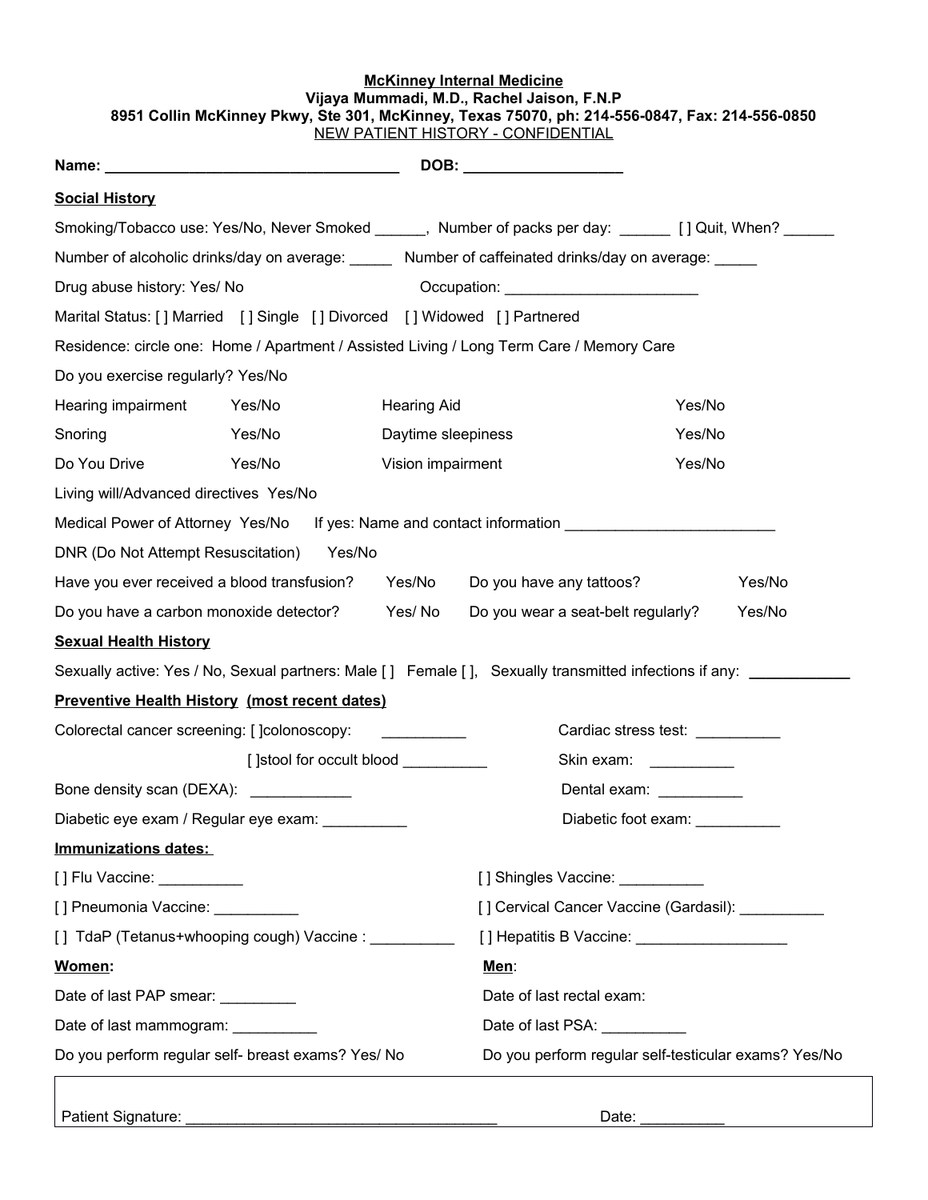**McKinney Internal Medicine**
**Vijaya Mummadi, M.D., Rachel Jaison, F.N.P**
**8951 Collin McKinney Pkwy, Ste 301, McKinney, Texas 75070, ph: 214-556-0847, Fax: 214-556-0850**
NEW PATIENT HISTORY - CONFIDENTIAL

**Name: ___________________________________ DOB: ___________________**

**Social History**

Smoking/Tobacco use: Yes/No, Never Smoked ______, Number of packs per day: ______ [ ] Quit, When? ______

Number of alcoholic drinks/day on average: _____ Number of caffeinated drinks/day on average: _____

Drug abuse history: Yes/ No Occupation: _______________________

Marital Status: [ ] Married [ ] Single [ ] Divorced [ ] Widowed [ ] Partnered

Residence: circle one: Home / Apartment / Assisted Living / Long Term Care / Memory Care

Do you exercise regularly? Yes/No

| | | | |
|---|---|---|---|
| Hearing impairment | Yes/No | Hearing Aid | Yes/No |
| Snoring | Yes/No | Daytime sleepiness | Yes/No |
| Do You Drive | Yes/No | Vision impairment | Yes/No |

Living will/Advanced directives Yes/No

Medical Power of Attorney Yes/No If yes: Name and contact information _________________________

DNR (Do Not Attempt Resuscitation) Yes/No

Have you ever received a blood transfusion? Yes/No Do you have any tattoos? Yes/No

Do you have a carbon monoxide detector? Yes/ No Do you wear a seat-belt regularly? Yes/No

**Sexual Health History**

Sexually active: Yes / No, Sexual partners: Male [ ] Female [ ], Sexually transmitted infections if any: ____________

**Preventive Health History (most recent dates)**

Colorectal cancer screening: [ ]colonoscopy: __________

[ ]stool for occult blood __________

Cardiac stress test: __________

Skin exam: __________

Bone density scan (DEXA): ____________

Dental exam: __________

Diabetic eye exam / Regular eye exam: __________

Diabetic foot exam: __________

**Immunizations dates:**

[ ] Flu Vaccine: __________

[ ] Shingles Vaccine: __________

[ ] Pneumonia Vaccine: __________

[ ] Cervical Cancer Vaccine (Gardasil): __________

[ ] TdaP (Tetanus+whooping cough) Vaccine : __________

[ ] Hepatitis B Vaccine: __________________

**Women:**

Date of last PAP smear: _________

Date of last mammogram: __________

Do you perform regular self- breast exams? Yes/ No

**Men**:

Date of last rectal exam:

Date of last PSA: __________

Do you perform regular self-testicular exams? Yes/No

Patient Signature: ______________________________________ Date: __________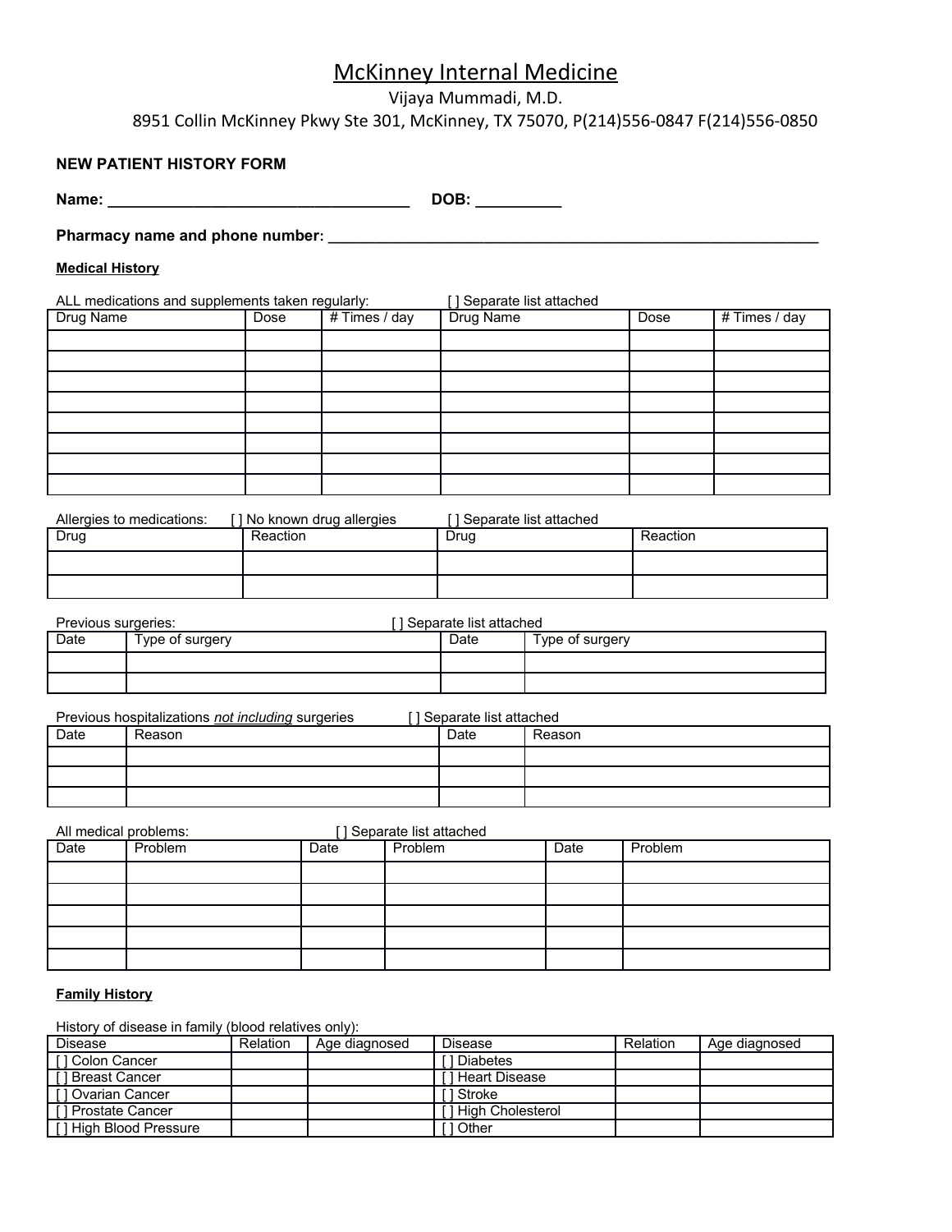# McKinney Internal Medicine

Vijaya Mummadi, M.D.

8951 Collin McKinney Pkwy Ste 301, McKinney, TX 75070, P(214)556-0847 F(214)556-0850

**NEW PATIENT HISTORY FORM**

**Name: ___________________________________ DOB: __________**

**Pharmacy name and phone number: ___________________________________________________________**

**Medical History**

ALL medications and supplements taken regularly: [ ] Separate list attached

| Drug Name | Dose | # Times / day | Drug Name | Dose | # Times / day |
|---|---|---|---|---|---|
| | | | | | |
| | | | | | |
| | | | | | |
| | | | | | |
| | | | | | |
| | | | | | |
| | | | | | |
| | | | | | |

Allergies to medications: [ ] No known drug allergies [ ] Separate list attached

| Drug | Reaction | Drug | Reaction |
|---|---|---|---|
| | | | |
| | | | |

Previous surgeries: [ ] Separate list attached

| Date | Type of surgery | Date | Type of surgery |
|---|---|---|---|
| | | | |
| | | | |

Previous hospitalizations *not including* surgeries [ ] Separate list attached

| Date | Reason | Date | Reason |
|---|---|---|---|
| | | | |
| | | | |
| | | | |

All medical problems: [ ] Separate list attached

| Date | Problem | Date | Problem | Date | Problem |
|---|---|---|---|---|---|
| | | | | | |
| | | | | | |
| | | | | | |
| | | | | | |
| | | | | | |

**Family History**

History of disease in family (blood relatives only):

| Disease | Relation | Age diagnosed | Disease | Relation | Age diagnosed |
|---|---|---|---|---|---|
| [ ] Colon Cancer | | | [ ] Diabetes | | |
| [ ] Breast Cancer | | | [ ] Heart Disease | | |
| [ ] Ovarian Cancer | | | [ ] Stroke | | |
| [ ] Prostate Cancer | | | [ ] High Cholesterol | | |
| [ ] High Blood Pressure | | | [ ] Other | | |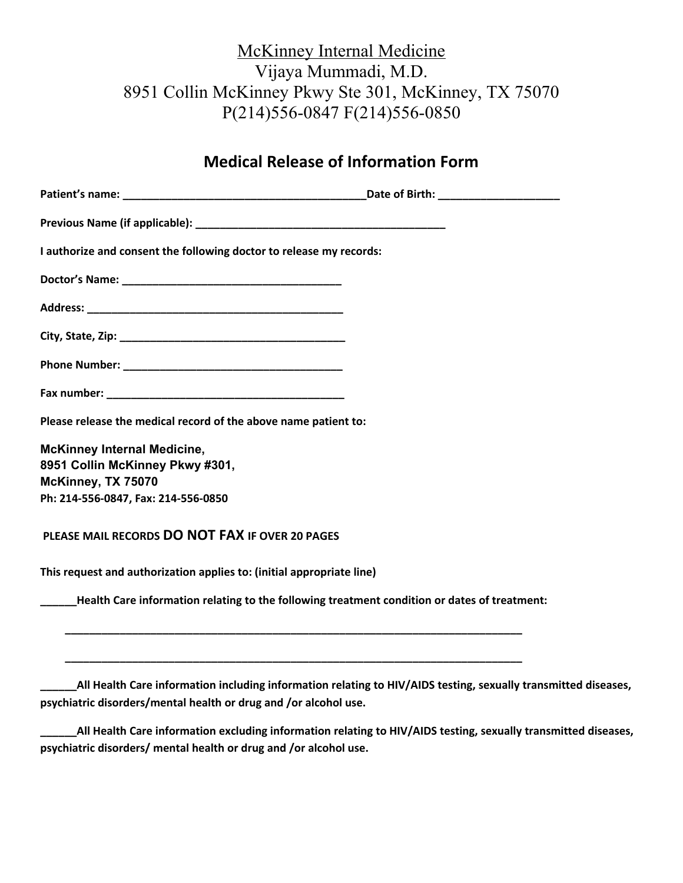McKinney Internal Medicine
Vijaya Mummadi, M.D.
8951 Collin McKinney Pkwy Ste 301, McKinney, TX 75070
P(214)556-0847 F(214)556-0850

## Medical Release of Information Form

**Patient's name: ________________________________________Date of Birth: ____________________**

**Previous Name (if applicable): __________________________________________**

**I authorize and consent the following doctor to release my records:**

**Doctor's Name: _____________________________________**

**Address: ____________________________________________**

**City, State, Zip: ______________________________________**

**Phone Number: _____________________________________**

**Fax number: _________________________________________**

**Please release the medical record of the above name patient to:**

**McKinney Internal Medicine,**
**8951 Collin McKinney Pkwy #301,**
**McKinney, TX 75070**
**Ph: 214-556-0847, Fax: 214-556-0850**

**PLEASE MAIL RECORDS DO NOT FAX IF OVER 20 PAGES**

**This request and authorization applies to: (initial appropriate line)**

**______Health Care information relating to the following treatment condition or dates of treatment:**

______________________________________________________________________________

______________________________________________________________________________

**______All Health Care information including information relating to HIV/AIDS testing, sexually transmitted diseases, psychiatric disorders/mental health or drug and /or alcohol use.**

**______All Health Care information excluding information relating to HIV/AIDS testing, sexually transmitted diseases, psychiatric disorders/ mental health or drug and /or alcohol use.**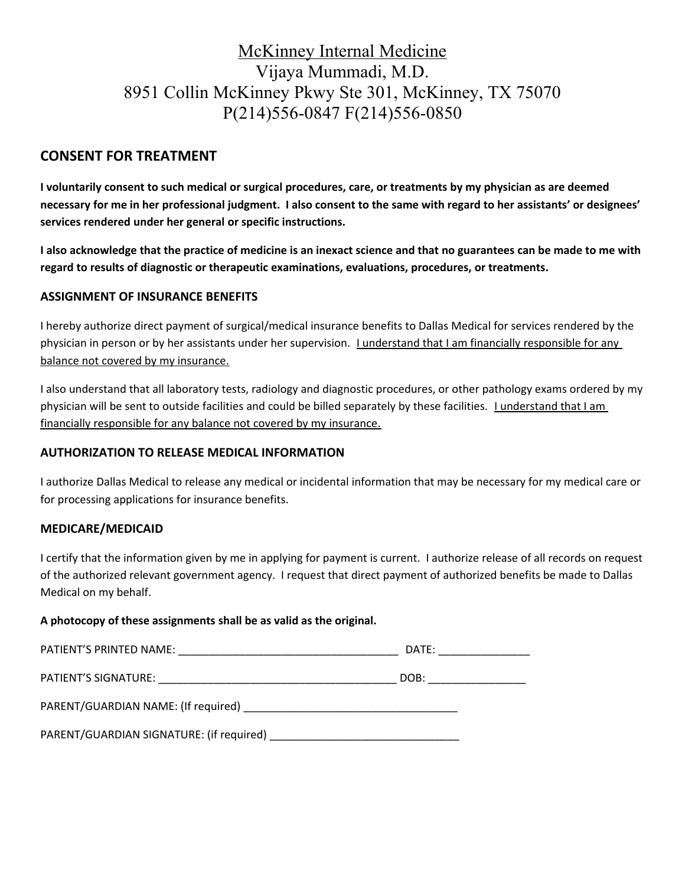McKinney Internal Medicine
Vijaya Mummadi, M.D.
8951 Collin McKinney Pkwy Ste 301, McKinney, TX 75070
P(214)556-0847 F(214)556-0850

## CONSENT FOR TREATMENT

**I voluntarily consent to such medical or surgical procedures, care, or treatments by my physician as are deemed necessary for me in her professional judgment. I also consent to the same with regard to her assistants' or designees' services rendered under her general or specific instructions.**

**I also acknowledge that the practice of medicine is an inexact science and that no guarantees can be made to me with regard to results of diagnostic or therapeutic examinations, evaluations, procedures, or treatments.**

### ASSIGNMENT OF INSURANCE BENEFITS

I hereby authorize direct payment of surgical/medical insurance benefits to Dallas Medical for services rendered by the physician in person or by her assistants under her supervision. I understand that I am financially responsible for any balance not covered by my insurance.

I also understand that all laboratory tests, radiology and diagnostic procedures, or other pathology exams ordered by my physician will be sent to outside facilities and could be billed separately by these facilities. I understand that I am financially responsible for any balance not covered by my insurance.

### AUTHORIZATION TO RELEASE MEDICAL INFORMATION

I authorize Dallas Medical to release any medical or incidental information that may be necessary for my medical care or for processing applications for insurance benefits.

### MEDICARE/MEDICAID

I certify that the information given by me in applying for payment is current. I authorize release of all records on request of the authorized relevant government agency. I request that direct payment of authorized benefits be made to Dallas Medical on my behalf.

**A photocopy of these assignments shall be as valid as the original.**

PATIENT'S PRINTED NAME: ____________________________________ DATE: _______________

PATIENT'S SIGNATURE: ________________________________________ DOB: ________________

PARENT/GUARDIAN NAME: (If required) ___________________________________

PARENT/GUARDIAN SIGNATURE: (if required) _______________________________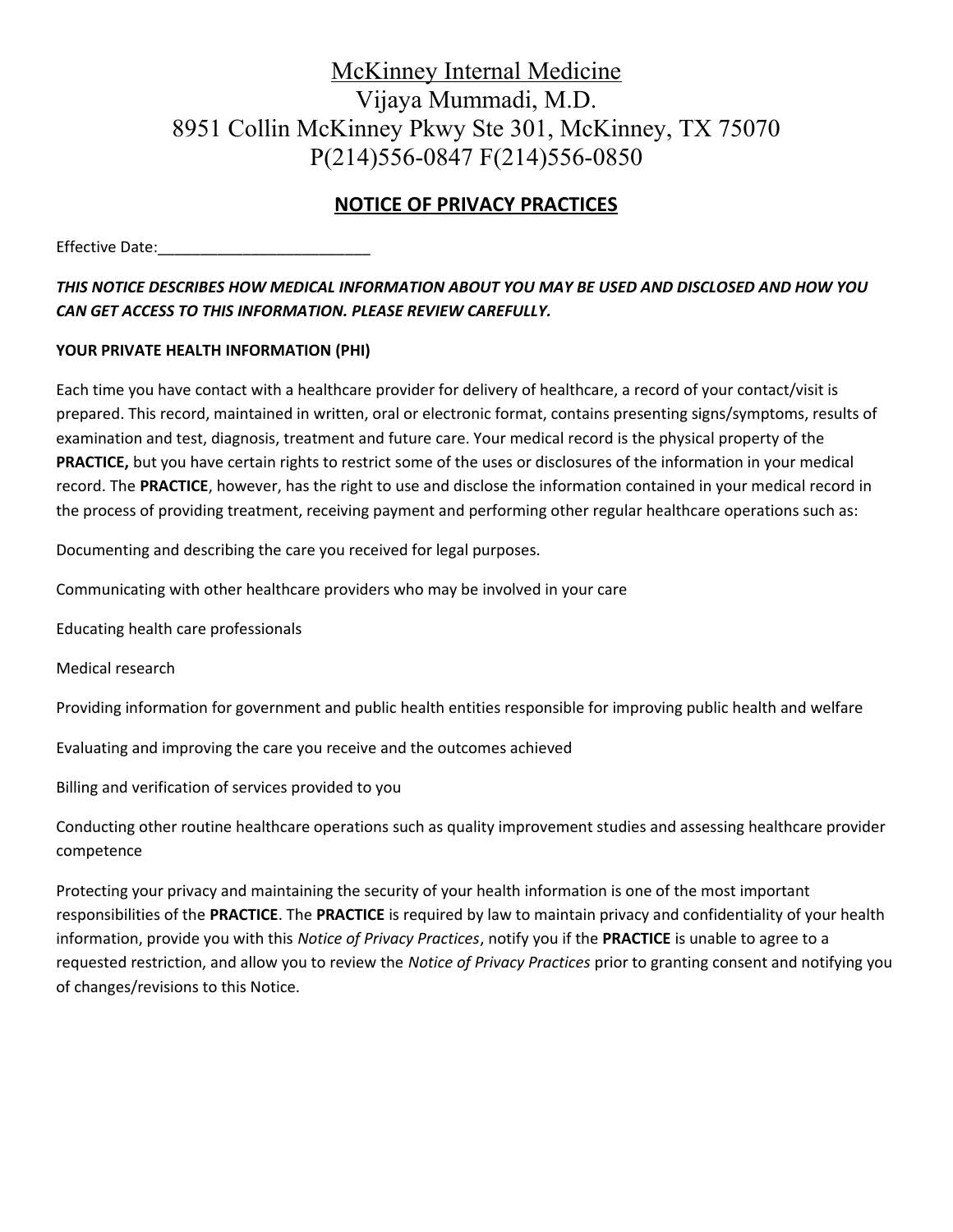# McKinney Internal Medicine

Vijaya Mummadi, M.D.

8951 Collin McKinney Pkwy Ste 301, McKinney, TX 75070

P(214)556-0847 F(214)556-0850

## NOTICE OF PRIVACY PRACTICES

Effective Date:_________________________

***THIS NOTICE DESCRIBES HOW MEDICAL INFORMATION ABOUT YOU MAY BE USED AND DISCLOSED AND HOW YOU CAN GET ACCESS TO THIS INFORMATION. PLEASE REVIEW CAREFULLY.***

**YOUR PRIVATE HEALTH INFORMATION (PHI)**

Each time you have contact with a healthcare provider for delivery of healthcare, a record of your contact/visit is prepared. This record, maintained in written, oral or electronic format, contains presenting signs/symptoms, results of examination and test, diagnosis, treatment and future care. Your medical record is the physical property of the **PRACTICE,** but you have certain rights to restrict some of the uses or disclosures of the information in your medical record. The **PRACTICE**, however, has the right to use and disclose the information contained in your medical record in the process of providing treatment, receiving payment and performing other regular healthcare operations such as:

Documenting and describing the care you received for legal purposes.

Communicating with other healthcare providers who may be involved in your care

Educating health care professionals

Medical research

Providing information for government and public health entities responsible for improving public health and welfare

Evaluating and improving the care you receive and the outcomes achieved

Billing and verification of services provided to you

Conducting other routine healthcare operations such as quality improvement studies and assessing healthcare provider competence

Protecting your privacy and maintaining the security of your health information is one of the most important responsibilities of the **PRACTICE**. The **PRACTICE** is required by law to maintain privacy and confidentiality of your health information, provide you with this *Notice of Privacy Practices*, notify you if the **PRACTICE** is unable to agree to a requested restriction, and allow you to review the *Notice of Privacy Practices* prior to granting consent and notifying you of changes/revisions to this Notice.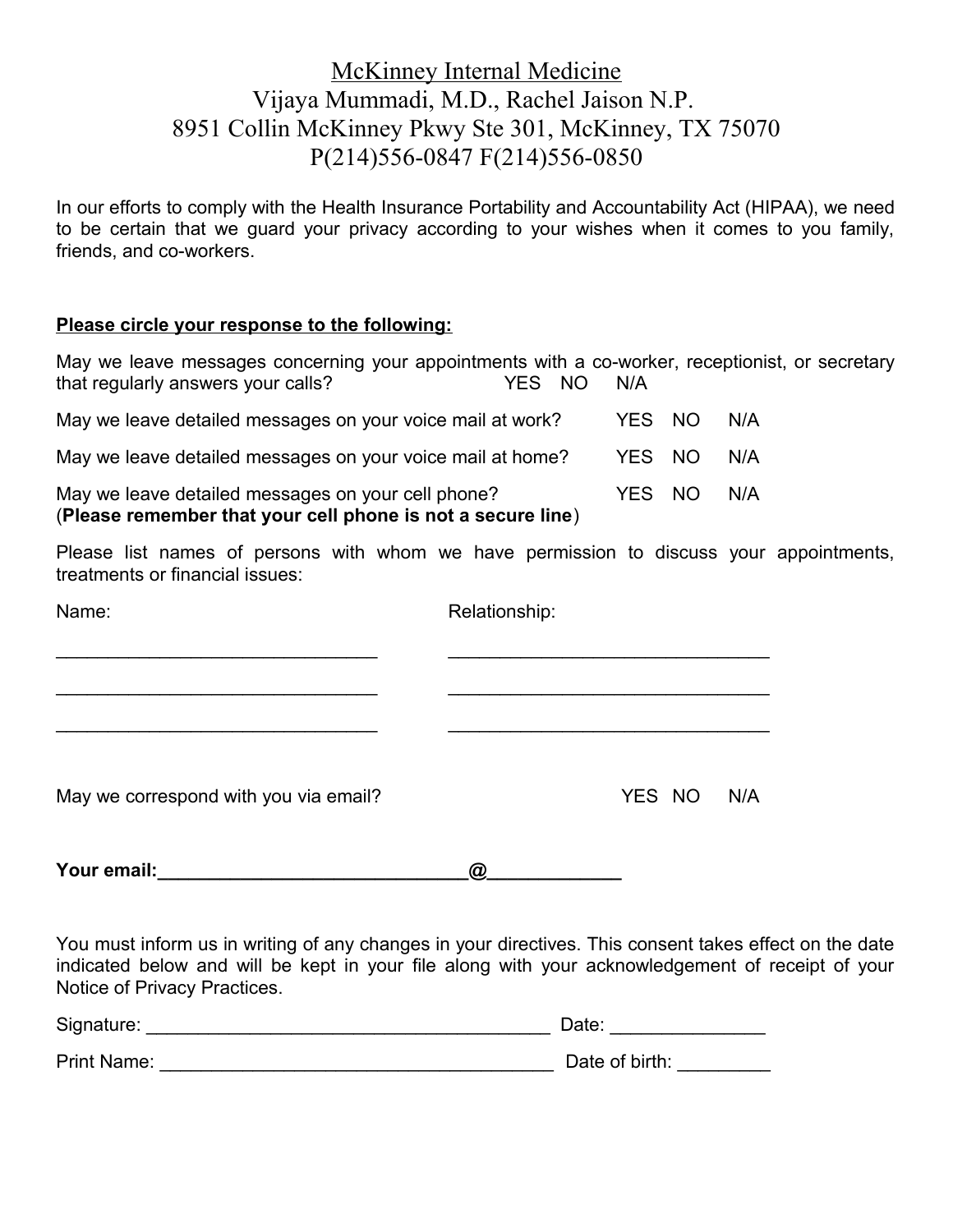McKinney Internal Medicine
Vijaya Mummadi, M.D., Rachel Jaison N.P.
8951 Collin McKinney Pkwy Ste 301, McKinney, TX 75070
P(214)556-0847 F(214)556-0850

In our efforts to comply with the Health Insurance Portability and Accountability Act (HIPAA), we need to be certain that we guard your privacy according to your wishes when it comes to you family, friends, and co-workers.

**Please circle your response to the following:**

May we leave messages concerning your appointments with a co-worker, receptionist, or secretary that regularly answers your calls? YES NO N/A

May we leave detailed messages on your voice mail at work? YES NO N/A

May we leave detailed messages on your voice mail at home? YES NO N/A

May we leave detailed messages on your cell phone? YES NO N/A
(**Please remember that your cell phone is not a secure line**)

Please list names of persons with whom we have permission to discuss your appointments, treatments or financial issues:

| Name: | Relationship: |
|---|---|
| ______________________________ | ______________________________ |
| ______________________________ | ______________________________ |
| ______________________________ | ______________________________ |

May we correspond with you via email? YES NO N/A

**Your email:_____________________________@____________**

You must inform us in writing of any changes in your directives. This consent takes effect on the date indicated below and will be kept in your file along with your acknowledgement of receipt of your Notice of Privacy Practices.

Signature: _____________________________________ Date: ______________

Print Name: _____________________________________ Date of birth: _________